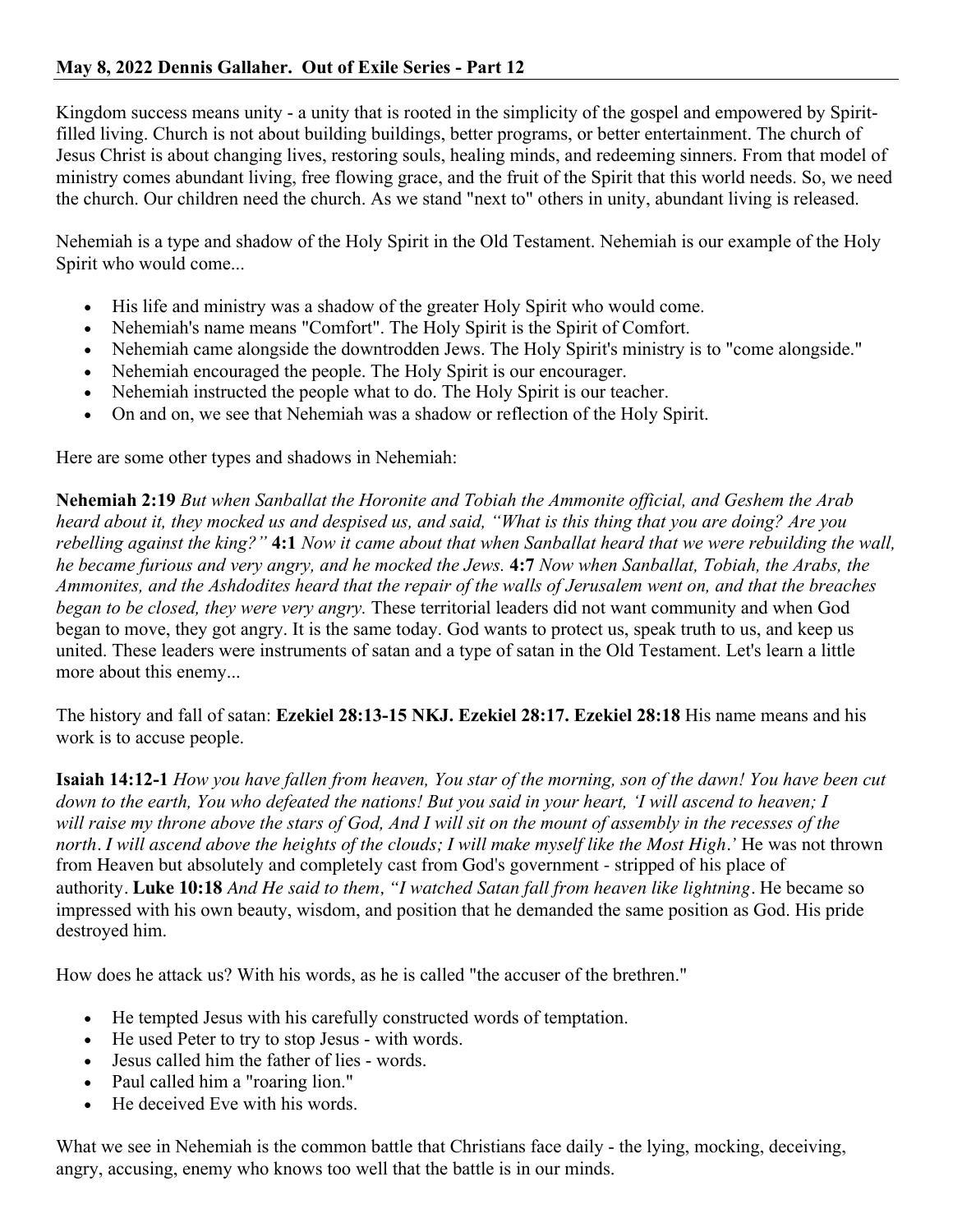**May 8, 2022 Dennis Gallaher. Out of Exile Series - Part 12**

Kingdom success means unity - a unity that is rooted in the simplicity of the gospel and empowered by Spirit-filled living. Church is not about building buildings, better programs, or better entertainment. The church of Jesus Christ is about changing lives, restoring souls, healing minds, and redeeming sinners. From that model of ministry comes abundant living, free flowing grace, and the fruit of the Spirit that this world needs. So, we need the church. Our children need the church. As we stand "next to" others in unity, abundant living is released.

Nehemiah is a type and shadow of the Holy Spirit in the Old Testament. Nehemiah is our example of the Holy Spirit who would come...

- His life and ministry was a shadow of the greater Holy Spirit who would come.
- Nehemiah's name means "Comfort". The Holy Spirit is the Spirit of Comfort.
- Nehemiah came alongside the downtrodden Jews. The Holy Spirit's ministry is to "come alongside."
- Nehemiah encouraged the people. The Holy Spirit is our encourager.
- Nehemiah instructed the people what to do. The Holy Spirit is our teacher.
- On and on, we see that Nehemiah was a shadow or reflection of the Holy Spirit.

Here are some other types and shadows in Nehemiah:

**Nehemiah 2:19** *But when Sanballat the Horonite and Tobiah the Ammonite official, and Geshem the Arab heard about it, they mocked us and despised us, and said, "What is this thing that you are doing? Are you rebelling against the king?"* **4:1** *Now it came about that when Sanballat heard that we were rebuilding the wall, he became furious and very angry, and he mocked the Jews.* **4:7** *Now when Sanballat, Tobiah, the Arabs, the Ammonites, and the Ashdodites heard that the repair of the walls of Jerusalem went on, and that the breaches began to be closed, they were very angry.* These territorial leaders did not want community and when God began to move, they got angry. It is the same today. God wants to protect us, speak truth to us, and keep us united. These leaders were instruments of satan and a type of satan in the Old Testament. Let's learn a little more about this enemy...

The history and fall of satan: **Ezekiel 28:13-15 NKJ. Ezekiel 28:17. Ezekiel 28:18** His name means and his work is to accuse people.

**Isaiah 14:12-1** *How you have fallen from heaven, You star of the morning, son of the dawn! You have been cut down to the earth, You who defeated the nations! But you said in your heart, 'I will ascend to heaven; I will raise my throne above the stars of God, And I will sit on the mount of assembly in the recesses of the north. I will ascend above the heights of the clouds; I will make myself like the Most High.'* He was not thrown from Heaven but absolutely and completely cast from God's government - stripped of his place of authority. **Luke 10:18** *And He said to them, "I watched Satan fall from heaven like lightning*. He became so impressed with his own beauty, wisdom, and position that he demanded the same position as God. His pride destroyed him.

How does he attack us? With his words, as he is called "the accuser of the brethren."

- He tempted Jesus with his carefully constructed words of temptation.
- He used Peter to try to stop Jesus - with words.
- Jesus called him the father of lies - words.
- Paul called him a "roaring lion."
- He deceived Eve with his words.

What we see in Nehemiah is the common battle that Christians face daily - the lying, mocking, deceiving, angry, accusing, enemy who knows too well that the battle is in our minds.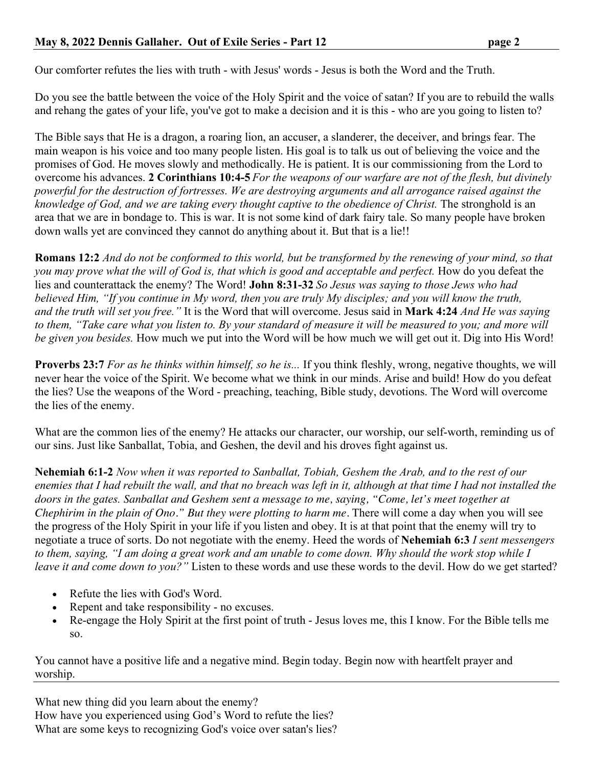Our comforter refutes the lies with truth - with Jesus' words - Jesus is both the Word and the Truth.

Do you see the battle between the voice of the Holy Spirit and the voice of satan? If you are to rebuild the walls and rehang the gates of your life, you've got to make a decision and it is this - who are you going to listen to?

The Bible says that He is a dragon, a roaring lion, an accuser, a slanderer, the deceiver, and brings fear. The main weapon is his voice and too many people listen. His goal is to talk us out of believing the voice and the promises of God. He moves slowly and methodically. He is patient. It is our commissioning from the Lord to overcome his advances. **2 Corinthians 10:4-5** *For the weapons of our warfare are not of the flesh, but divinely powerful for the destruction of fortresses. We are destroying arguments and all arrogance raised against the knowledge of God, and we are taking every thought captive to the obedience of Christ.* The stronghold is an area that we are in bondage to. This is war. It is not some kind of dark fairy tale. So many people have broken down walls yet are convinced they cannot do anything about it. But that is a lie!!

**Romans 12:2** *And do not be conformed to this world, but be transformed by the renewing of your mind, so that you may prove what the will of God is, that which is good and acceptable and perfect.* How do you defeat the lies and counterattack the enemy? The Word! **John 8:31-32** *So Jesus was saying to those Jews who had believed Him, "If you continue in My word, then you are truly My disciples; and you will know the truth, and the truth will set you free."* It is the Word that will overcome. Jesus said in **Mark 4:24** *And He was saying to them, "Take care what you listen to. By your standard of measure it will be measured to you; and more will be given you besides.* How much we put into the Word will be how much we will get out it. Dig into His Word!

**Proverbs 23:7** *For as he thinks within himself, so he is...* If you think fleshly, wrong, negative thoughts, we will never hear the voice of the Spirit. We become what we think in our minds. Arise and build! How do you defeat the lies? Use the weapons of the Word - preaching, teaching, Bible study, devotions. The Word will overcome the lies of the enemy.

What are the common lies of the enemy? He attacks our character, our worship, our self-worth, reminding us of our sins. Just like Sanballat, Tobia, and Geshen, the devil and his droves fight against us.

**Nehemiah 6:1-2** *Now when it was reported to Sanballat, Tobiah, Geshem the Arab, and to the rest of our enemies that I had rebuilt the wall, and that no breach was left in it, although at that time I had not installed the doors in the gates. Sanballat and Geshem sent a message to me, saying, "Come, let's meet together at Chephirim in the plain of Ono." But they were plotting to harm me*. There will come a day when you will see the progress of the Holy Spirit in your life if you listen and obey. It is at that point that the enemy will try to negotiate a truce of sorts. Do not negotiate with the enemy. Heed the words of **Nehemiah 6:3** *I sent messengers to them, saying, "I am doing a great work and am unable to come down. Why should the work stop while I leave it and come down to you?"* Listen to these words and use these words to the devil. How do we get started?

- Refute the lies with God's Word.
- Repent and take responsibility - no excuses.
- Re-engage the Holy Spirit at the first point of truth - Jesus loves me, this I know. For the Bible tells me so.

You cannot have a positive life and a negative mind. Begin today. Begin now with heartfelt prayer and worship.

---

What new thing did you learn about the enemy?
How have you experienced using God's Word to refute the lies?
What are some keys to recognizing God's voice over satan's lies?